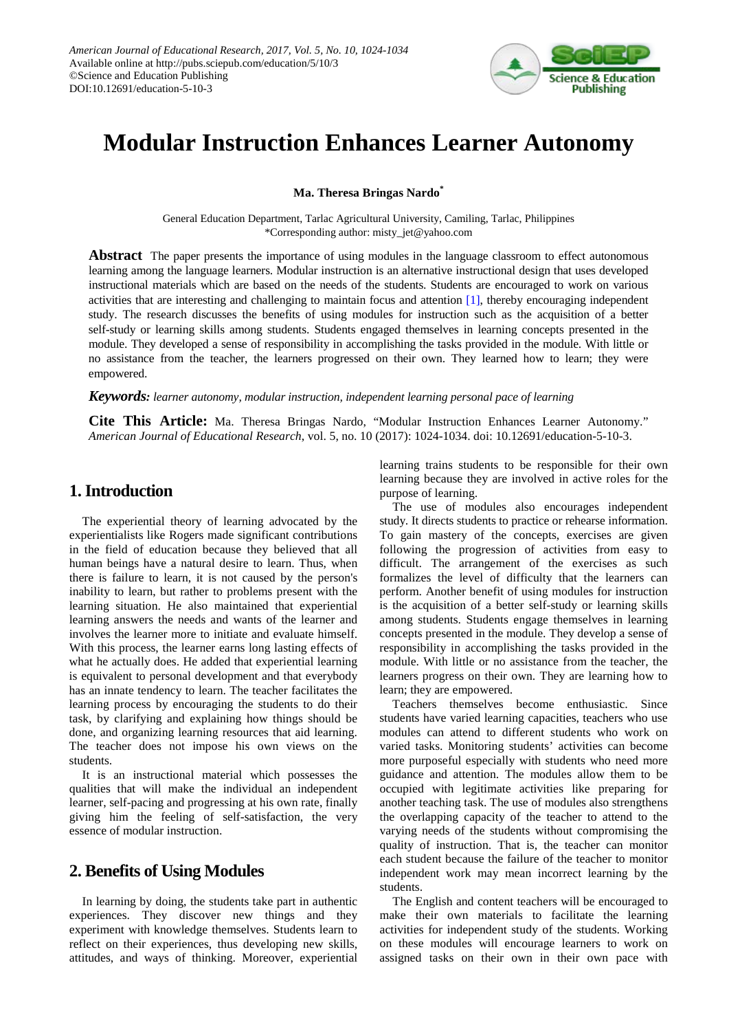# Modular Instruction Enhances Learner Autonomy

**Ma. Theresa Bringas Nardo***

General Education Department, Tarlac Agricultural University, Camiling, Tarlac, Philippines
*Corresponding author: misty_jet@yahoo.com

**Abstract** The paper presents the importance of using modules in the language classroom to effect autonomous learning among the language learners. Modular instruction is an alternative instructional design that uses developed instructional materials which are based on the needs of the students. Students are encouraged to work on various activities that are interesting and challenging to maintain focus and attention [1], thereby encouraging independent study. The research discusses the benefits of using modules for instruction such as the acquisition of a better self-study or learning skills among students. Students engaged themselves in learning concepts presented in the module. They developed a sense of responsibility in accomplishing the tasks provided in the module. With little or no assistance from the teacher, the learners progressed on their own. They learned how to learn; they were empowered.

***Keywords:*** *learner autonomy, modular instruction, independent learning personal pace of learning*

**Cite This Article:** Ma. Theresa Bringas Nardo, "Modular Instruction Enhances Learner Autonomy." *American Journal of Educational Research*, vol. 5, no. 10 (2017): 1024-1034. doi: 10.12691/education-5-10-3.

## 1. Introduction

The experiential theory of learning advocated by the experientialists like Rogers made significant contributions in the field of education because they believed that all human beings have a natural desire to learn. Thus, when there is failure to learn, it is not caused by the person's inability to learn, but rather to problems present with the learning situation. He also maintained that experiential learning answers the needs and wants of the learner and involves the learner more to initiate and evaluate himself. With this process, the learner earns long lasting effects of what he actually does. He added that experiential learning is equivalent to personal development and that everybody has an innate tendency to learn. The teacher facilitates the learning process by encouraging the students to do their task, by clarifying and explaining how things should be done, and organizing learning resources that aid learning. The teacher does not impose his own views on the students.

It is an instructional material which possesses the qualities that will make the individual an independent learner, self-pacing and progressing at his own rate, finally giving him the feeling of self-satisfaction, the very essence of modular instruction.

## 2. Benefits of Using Modules

In learning by doing, the students take part in authentic experiences. They discover new things and they experiment with knowledge themselves. Students learn to reflect on their experiences, thus developing new skills, attitudes, and ways of thinking. Moreover, experiential learning trains students to be responsible for their own learning because they are involved in active roles for the purpose of learning.

The use of modules also encourages independent study. It directs students to practice or rehearse information. To gain mastery of the concepts, exercises are given following the progression of activities from easy to difficult. The arrangement of the exercises as such formalizes the level of difficulty that the learners can perform. Another benefit of using modules for instruction is the acquisition of a better self-study or learning skills among students. Students engage themselves in learning concepts presented in the module. They develop a sense of responsibility in accomplishing the tasks provided in the module. With little or no assistance from the teacher, the learners progress on their own. They are learning how to learn; they are empowered.

Teachers themselves become enthusiastic. Since students have varied learning capacities, teachers who use modules can attend to different students who work on varied tasks. Monitoring students' activities can become more purposeful especially with students who need more guidance and attention. The modules allow them to be occupied with legitimate activities like preparing for another teaching task. The use of modules also strengthens the overlapping capacity of the teacher to attend to the varying needs of the students without compromising the quality of instruction. That is, the teacher can monitor each student because the failure of the teacher to monitor independent work may mean incorrect learning by the students.

The English and content teachers will be encouraged to make their own materials to facilitate the learning activities for independent study of the students. Working on these modules will encourage learners to work on assigned tasks on their own in their own pace with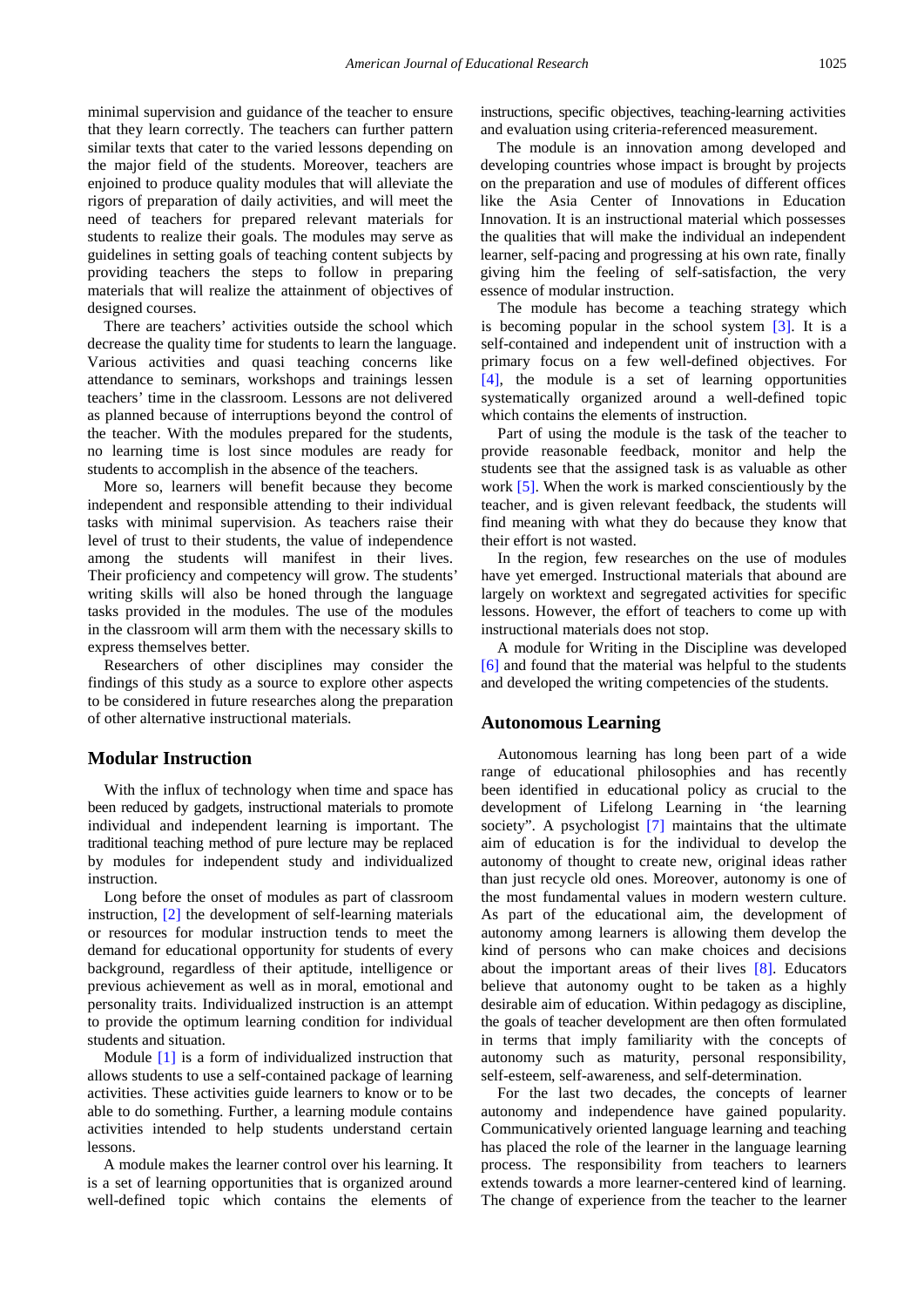minimal supervision and guidance of the teacher to ensure that they learn correctly. The teachers can further pattern similar texts that cater to the varied lessons depending on the major field of the students. Moreover, teachers are enjoined to produce quality modules that will alleviate the rigors of preparation of daily activities, and will meet the need of teachers for prepared relevant materials for students to realize their goals. The modules may serve as guidelines in setting goals of teaching content subjects by providing teachers the steps to follow in preparing materials that will realize the attainment of objectives of designed courses.

There are teachers' activities outside the school which decrease the quality time for students to learn the language. Various activities and quasi teaching concerns like attendance to seminars, workshops and trainings lessen teachers' time in the classroom. Lessons are not delivered as planned because of interruptions beyond the control of the teacher. With the modules prepared for the students, no learning time is lost since modules are ready for students to accomplish in the absence of the teachers.

More so, learners will benefit because they become independent and responsible attending to their individual tasks with minimal supervision. As teachers raise their level of trust to their students, the value of independence among the students will manifest in their lives. Their proficiency and competency will grow. The students' writing skills will also be honed through the language tasks provided in the modules. The use of the modules in the classroom will arm them with the necessary skills to express themselves better.

Researchers of other disciplines may consider the findings of this study as a source to explore other aspects to be considered in future researches along the preparation of other alternative instructional materials.

## Modular Instruction

With the influx of technology when time and space has been reduced by gadgets, instructional materials to promote individual and independent learning is important. The traditional teaching method of pure lecture may be replaced by modules for independent study and individualized instruction.

Long before the onset of modules as part of classroom instruction, [2] the development of self-learning materials or resources for modular instruction tends to meet the demand for educational opportunity for students of every background, regardless of their aptitude, intelligence or previous achievement as well as in moral, emotional and personality traits. Individualized instruction is an attempt to provide the optimum learning condition for individual students and situation.

Module [1] is a form of individualized instruction that allows students to use a self-contained package of learning activities. These activities guide learners to know or to be able to do something. Further, a learning module contains activities intended to help students understand certain lessons.

A module makes the learner control over his learning. It is a set of learning opportunities that is organized around well-defined topic which contains the elements of instructions, specific objectives, teaching-learning activities and evaluation using criteria-referenced measurement.

The module is an innovation among developed and developing countries whose impact is brought by projects on the preparation and use of modules of different offices like the Asia Center of Innovations in Education Innovation. It is an instructional material which possesses the qualities that will make the individual an independent learner, self-pacing and progressing at his own rate, finally giving him the feeling of self-satisfaction, the very essence of modular instruction.

The module has become a teaching strategy which is becoming popular in the school system [3]. It is a self-contained and independent unit of instruction with a primary focus on a few well-defined objectives. For [4], the module is a set of learning opportunities systematically organized around a well-defined topic which contains the elements of instruction.

Part of using the module is the task of the teacher to provide reasonable feedback, monitor and help the students see that the assigned task is as valuable as other work [5]. When the work is marked conscientiously by the teacher, and is given relevant feedback, the students will find meaning with what they do because they know that their effort is not wasted.

In the region, few researches on the use of modules have yet emerged. Instructional materials that abound are largely on worktext and segregated activities for specific lessons. However, the effort of teachers to come up with instructional materials does not stop.

A module for Writing in the Discipline was developed [6] and found that the material was helpful to the students and developed the writing competencies of the students.

## Autonomous Learning

Autonomous learning has long been part of a wide range of educational philosophies and has recently been identified in educational policy as crucial to the development of Lifelong Learning in 'the learning society". A psychologist [7] maintains that the ultimate aim of education is for the individual to develop the autonomy of thought to create new, original ideas rather than just recycle old ones. Moreover, autonomy is one of the most fundamental values in modern western culture. As part of the educational aim, the development of autonomy among learners is allowing them develop the kind of persons who can make choices and decisions about the important areas of their lives [8]. Educators believe that autonomy ought to be taken as a highly desirable aim of education. Within pedagogy as discipline, the goals of teacher development are then often formulated in terms that imply familiarity with the concepts of autonomy such as maturity, personal responsibility, self-esteem, self-awareness, and self-determination.

For the last two decades, the concepts of learner autonomy and independence have gained popularity. Communicatively oriented language learning and teaching has placed the role of the learner in the language learning process. The responsibility from teachers to learners extends towards a more learner-centered kind of learning. The change of experience from the teacher to the learner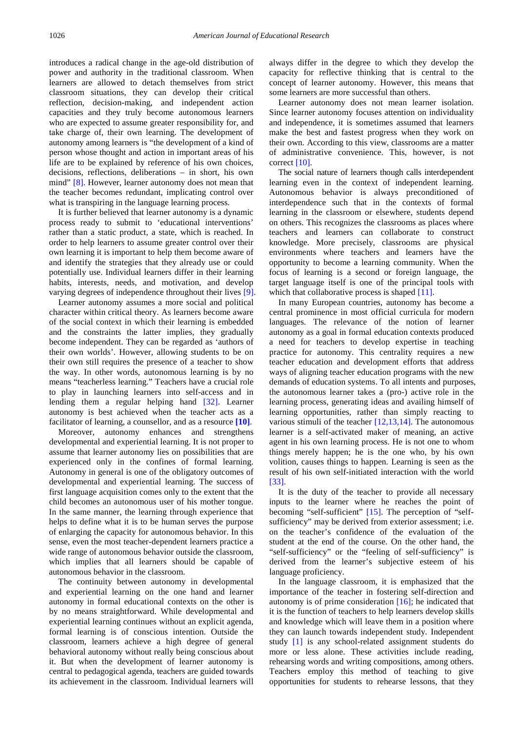introduces a radical change in the age-old distribution of power and authority in the traditional classroom. When learners are allowed to detach themselves from strict classroom situations, they can develop their critical reflection, decision-making, and independent action capacities and they truly become autonomous learners who are expected to assume greater responsibility for, and take charge of, their own learning. The development of autonomy among learners is "the development of a kind of person whose thought and action in important areas of his life are to be explained by reference of his own choices, decisions, reflections, deliberations – in short, his own mind" [8]. However, learner autonomy does not mean that the teacher becomes redundant, implicating control over what is transpiring in the language learning process.

It is further believed that learner autonomy is a dynamic process ready to submit to 'educational interventions' rather than a static product, a state, which is reached. In order to help learners to assume greater control over their own learning it is important to help them become aware of and identify the strategies that they already use or could potentially use. Individual learners differ in their learning habits, interests, needs, and motivation, and develop varying degrees of independence throughout their lives [9].

Learner autonomy assumes a more social and political character within critical theory. As learners become aware of the social context in which their learning is embedded and the constraints the latter implies, they gradually become independent. They can be regarded as 'authors of their own worlds'. However, allowing students to be on their own still requires the presence of a teacher to show the way. In other words, autonomous learning is by no means "teacherless learning." Teachers have a crucial role to play in launching learners into self-access and in lending them a regular helping hand [32]. Learner autonomy is best achieved when the teacher acts as a facilitator of learning, a counsellor, and as a resource **[10]**.

Moreover, autonomy enhances and strengthens developmental and experiential learning. It is not proper to assume that learner autonomy lies on possibilities that are experienced only in the confines of formal learning. Autonomy in general is one of the obligatory outcomes of developmental and experiential learning. The success of first language acquisition comes only to the extent that the child becomes an autonomous user of his mother tongue. In the same manner, the learning through experience that helps to define what it is to be human serves the purpose of enlarging the capacity for autonomous behavior. In this sense, even the most teacher-dependent learners practice a wide range of autonomous behavior outside the classroom, which implies that all learners should be capable of autonomous behavior in the classroom.

The continuity between autonomy in developmental and experiential learning on the one hand and learner autonomy in formal educational contexts on the other is by no means straightforward. While developmental and experiential learning continues without an explicit agenda, formal learning is of conscious intention. Outside the classroom, learners achieve a high degree of general behavioral autonomy without really being conscious about it. But when the development of learner autonomy is central to pedagogical agenda, teachers are guided towards its achievement in the classroom. Individual learners will always differ in the degree to which they develop the capacity for reflective thinking that is central to the concept of learner autonomy. However, this means that some learners are more successful than others.

Learner autonomy does not mean learner isolation. Since learner autonomy focuses attention on individuality and independence, it is sometimes assumed that learners make the best and fastest progress when they work on their own. According to this view, classrooms are a matter of administrative convenience. This, however, is not correct [10].

The social nature of learners though calls interdependent learning even in the context of independent learning. Autonomous behavior is always preconditioned of interdependence such that in the contexts of formal learning in the classroom or elsewhere, students depend on others. This recognizes the classrooms as places where teachers and learners can collaborate to construct knowledge. More precisely, classrooms are physical environments where teachers and learners have the opportunity to become a learning community. When the focus of learning is a second or foreign language, the target language itself is one of the principal tools with which that collaborative process is shaped [11].

In many European countries, autonomy has become a central prominence in most official curricula for modern languages. The relevance of the notion of learner autonomy as a goal in formal education contexts produced a need for teachers to develop expertise in teaching practice for autonomy. This centrality requires a new teacher education and development efforts that address ways of aligning teacher education programs with the new demands of education systems. To all intents and purposes, the autonomous learner takes a (pro-) active role in the learning process, generating ideas and availing himself of learning opportunities, rather than simply reacting to various stimuli of the teacher [12,13,14]. The autonomous learner is a self-activated maker of meaning, an active agent in his own learning process. He is not one to whom things merely happen; he is the one who, by his own volition, causes things to happen. Learning is seen as the result of his own self-initiated interaction with the world [33].

It is the duty of the teacher to provide all necessary inputs to the learner where he reaches the point of becoming "self-sufficient" [15]. The perception of "self-sufficiency" may be derived from exterior assessment; i.e. on the teacher's confidence of the evaluation of the student at the end of the course. On the other hand, the "self-sufficiency" or the "feeling of self-sufficiency" is derived from the learner's subjective esteem of his language proficiency.

In the language classroom, it is emphasized that the importance of the teacher in fostering self-direction and autonomy is of prime consideration [16]; he indicated that it is the function of teachers to help learners develop skills and knowledge which will leave them in a position where they can launch towards independent study. Independent study [1] is any school-related assignment students do more or less alone. These activities include reading, rehearsing words and writing compositions, among others. Teachers employ this method of teaching to give opportunities for students to rehearse lessons, that they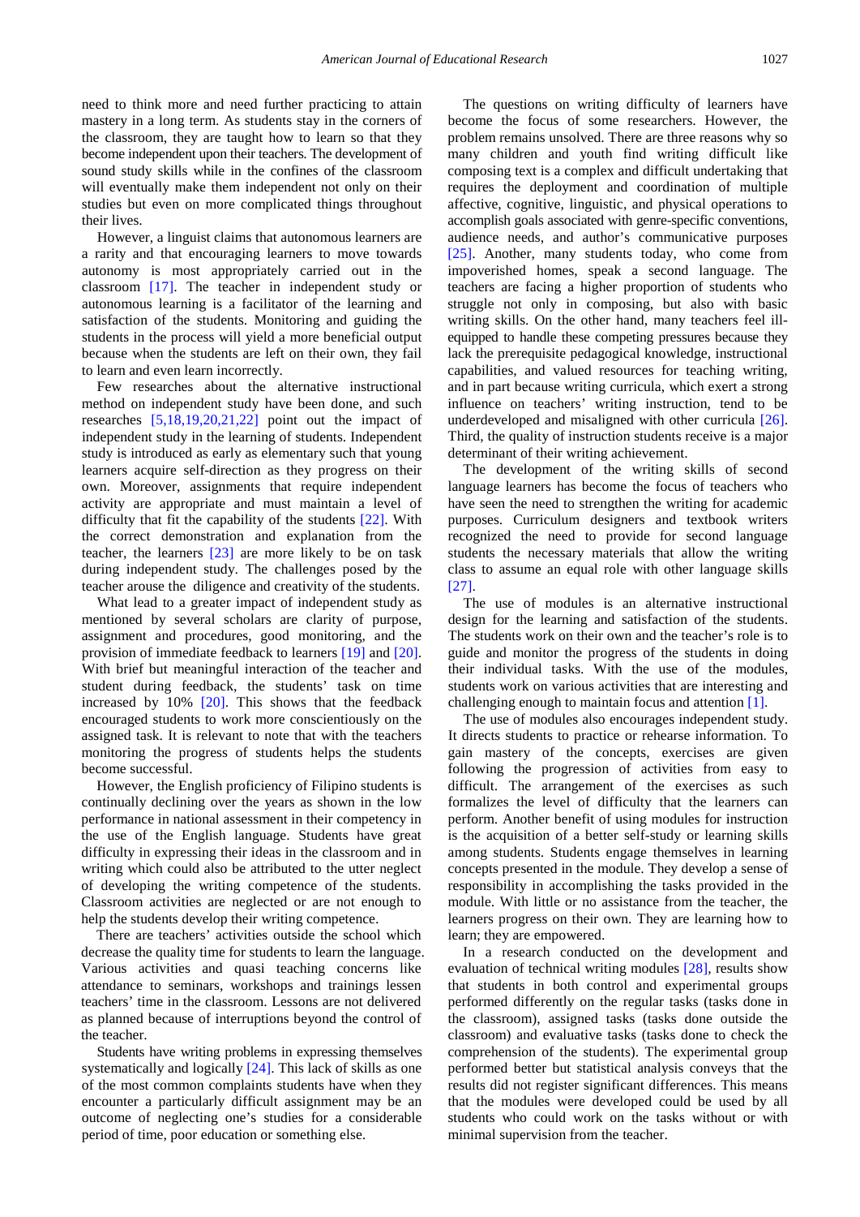need to think more and need further practicing to attain mastery in a long term. As students stay in the corners of the classroom, they are taught how to learn so that they become independent upon their teachers. The development of sound study skills while in the confines of the classroom will eventually make them independent not only on their studies but even on more complicated things throughout their lives.

However, a linguist claims that autonomous learners are a rarity and that encouraging learners to move towards autonomy is most appropriately carried out in the classroom [17]. The teacher in independent study or autonomous learning is a facilitator of the learning and satisfaction of the students. Monitoring and guiding the students in the process will yield a more beneficial output because when the students are left on their own, they fail to learn and even learn incorrectly.

Few researches about the alternative instructional method on independent study have been done, and such researches [5,18,19,20,21,22] point out the impact of independent study in the learning of students. Independent study is introduced as early as elementary such that young learners acquire self-direction as they progress on their own. Moreover, assignments that require independent activity are appropriate and must maintain a level of difficulty that fit the capability of the students [22]. With the correct demonstration and explanation from the teacher, the learners [23] are more likely to be on task during independent study. The challenges posed by the teacher arouse the diligence and creativity of the students.

What lead to a greater impact of independent study as mentioned by several scholars are clarity of purpose, assignment and procedures, good monitoring, and the provision of immediate feedback to learners [19] and [20]. With brief but meaningful interaction of the teacher and student during feedback, the students' task on time increased by 10% [20]. This shows that the feedback encouraged students to work more conscientiously on the assigned task. It is relevant to note that with the teachers monitoring the progress of students helps the students become successful.

However, the English proficiency of Filipino students is continually declining over the years as shown in the low performance in national assessment in their competency in the use of the English language. Students have great difficulty in expressing their ideas in the classroom and in writing which could also be attributed to the utter neglect of developing the writing competence of the students. Classroom activities are neglected or are not enough to help the students develop their writing competence.

There are teachers' activities outside the school which decrease the quality time for students to learn the language. Various activities and quasi teaching concerns like attendance to seminars, workshops and trainings lessen teachers' time in the classroom. Lessons are not delivered as planned because of interruptions beyond the control of the teacher.

Students have writing problems in expressing themselves systematically and logically [24]. This lack of skills as one of the most common complaints students have when they encounter a particularly difficult assignment may be an outcome of neglecting one's studies for a considerable period of time, poor education or something else.

The questions on writing difficulty of learners have become the focus of some researchers. However, the problem remains unsolved. There are three reasons why so many children and youth find writing difficult like composing text is a complex and difficult undertaking that requires the deployment and coordination of multiple affective, cognitive, linguistic, and physical operations to accomplish goals associated with genre-specific conventions, audience needs, and author's communicative purposes [25]. Another, many students today, who come from impoverished homes, speak a second language. The teachers are facing a higher proportion of students who struggle not only in composing, but also with basic writing skills. On the other hand, many teachers feel ill-equipped to handle these competing pressures because they lack the prerequisite pedagogical knowledge, instructional capabilities, and valued resources for teaching writing, and in part because writing curricula, which exert a strong influence on teachers' writing instruction, tend to be underdeveloped and misaligned with other curricula [26]. Third, the quality of instruction students receive is a major determinant of their writing achievement.

The development of the writing skills of second language learners has become the focus of teachers who have seen the need to strengthen the writing for academic purposes. Curriculum designers and textbook writers recognized the need to provide for second language students the necessary materials that allow the writing class to assume an equal role with other language skills [27].

The use of modules is an alternative instructional design for the learning and satisfaction of the students. The students work on their own and the teacher's role is to guide and monitor the progress of the students in doing their individual tasks. With the use of the modules, students work on various activities that are interesting and challenging enough to maintain focus and attention [1].

The use of modules also encourages independent study. It directs students to practice or rehearse information. To gain mastery of the concepts, exercises are given following the progression of activities from easy to difficult. The arrangement of the exercises as such formalizes the level of difficulty that the learners can perform. Another benefit of using modules for instruction is the acquisition of a better self-study or learning skills among students. Students engage themselves in learning concepts presented in the module. They develop a sense of responsibility in accomplishing the tasks provided in the module. With little or no assistance from the teacher, the learners progress on their own. They are learning how to learn; they are empowered.

In a research conducted on the development and evaluation of technical writing modules [28], results show that students in both control and experimental groups performed differently on the regular tasks (tasks done in the classroom), assigned tasks (tasks done outside the classroom) and evaluative tasks (tasks done to check the comprehension of the students). The experimental group performed better but statistical analysis conveys that the results did not register significant differences. This means that the modules were developed could be used by all students who could work on the tasks without or with minimal supervision from the teacher.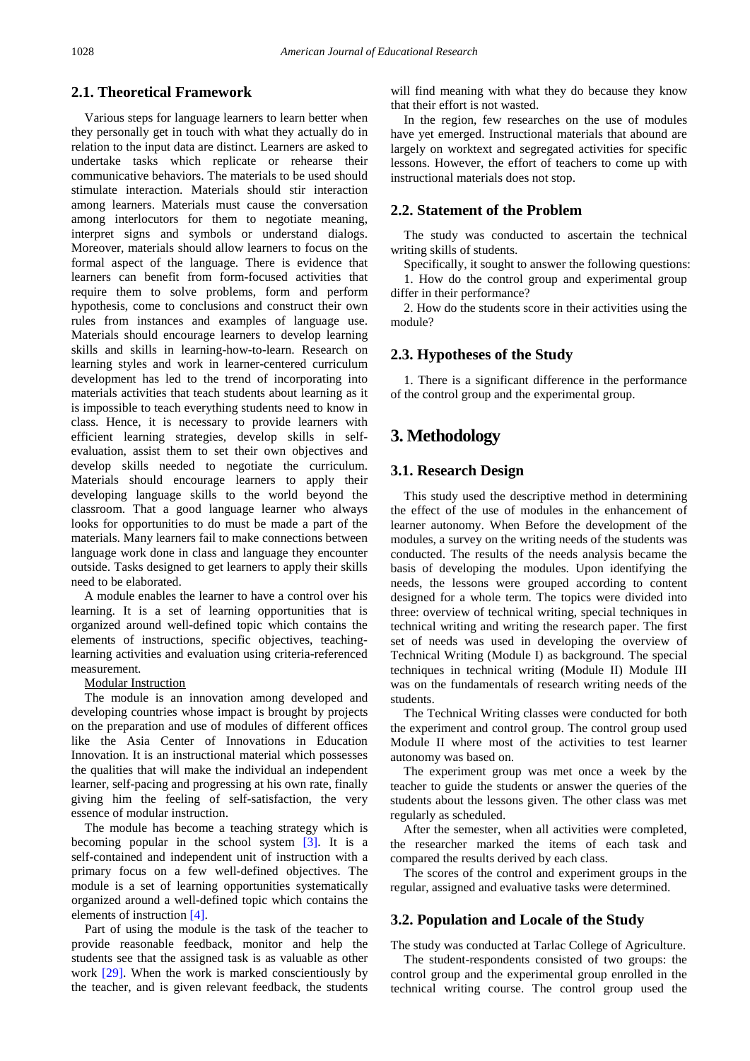## 2.1. Theoretical Framework

Various steps for language learners to learn better when they personally get in touch with what they actually do in relation to the input data are distinct. Learners are asked to undertake tasks which replicate or rehearse their communicative behaviors. The materials to be used should stimulate interaction. Materials should stir interaction among learners. Materials must cause the conversation among interlocutors for them to negotiate meaning, interpret signs and symbols or understand dialogs. Moreover, materials should allow learners to focus on the formal aspect of the language. There is evidence that learners can benefit from form-focused activities that require them to solve problems, form and perform hypothesis, come to conclusions and construct their own rules from instances and examples of language use. Materials should encourage learners to develop learning skills and skills in learning-how-to-learn. Research on learning styles and work in learner-centered curriculum development has led to the trend of incorporating into materials activities that teach students about learning as it is impossible to teach everything students need to know in class. Hence, it is necessary to provide learners with efficient learning strategies, develop skills in self-evaluation, assist them to set their own objectives and develop skills needed to negotiate the curriculum. Materials should encourage learners to apply their developing language skills to the world beyond the classroom. That a good language learner who always looks for opportunities to do must be made a part of the materials. Many learners fail to make connections between language work done in class and language they encounter outside. Tasks designed to get learners to apply their skills need to be elaborated.

A module enables the learner to have a control over his learning. It is a set of learning opportunities that is organized around well-defined topic which contains the elements of instructions, specific objectives, teaching-learning activities and evaluation using criteria-referenced measurement.

Modular Instruction

The module is an innovation among developed and developing countries whose impact is brought by projects on the preparation and use of modules of different offices like the Asia Center of Innovations in Education Innovation. It is an instructional material which possesses the qualities that will make the individual an independent learner, self-pacing and progressing at his own rate, finally giving him the feeling of self-satisfaction, the very essence of modular instruction.

The module has become a teaching strategy which is becoming popular in the school system [3]. It is a self-contained and independent unit of instruction with a primary focus on a few well-defined objectives. The module is a set of learning opportunities systematically organized around a well-defined topic which contains the elements of instruction [4].

Part of using the module is the task of the teacher to provide reasonable feedback, monitor and help the students see that the assigned task is as valuable as other work [29]. When the work is marked conscientiously by the teacher, and is given relevant feedback, the students will find meaning with what they do because they know that their effort is not wasted.

In the region, few researches on the use of modules have yet emerged. Instructional materials that abound are largely on worktext and segregated activities for specific lessons. However, the effort of teachers to come up with instructional materials does not stop.

## 2.2. Statement of the Problem

The study was conducted to ascertain the technical writing skills of students.

Specifically, it sought to answer the following questions:

1. How do the control group and experimental group differ in their performance?

2. How do the students score in their activities using the module?

## 2.3. Hypotheses of the Study

1. There is a significant difference in the performance of the control group and the experimental group.

# 3. Methodology

## 3.1. Research Design

This study used the descriptive method in determining the effect of the use of modules in the enhancement of learner autonomy. When Before the development of the modules, a survey on the writing needs of the students was conducted. The results of the needs analysis became the basis of developing the modules. Upon identifying the needs, the lessons were grouped according to content designed for a whole term. The topics were divided into three: overview of technical writing, special techniques in technical writing and writing the research paper. The first set of needs was used in developing the overview of Technical Writing (Module I) as background. The special techniques in technical writing (Module II) Module III was on the fundamentals of research writing needs of the students.

The Technical Writing classes were conducted for both the experiment and control group. The control group used Module II where most of the activities to test learner autonomy was based on.

The experiment group was met once a week by the teacher to guide the students or answer the queries of the students about the lessons given. The other class was met regularly as scheduled.

After the semester, when all activities were completed, the researcher marked the items of each task and compared the results derived by each class.

The scores of the control and experiment groups in the regular, assigned and evaluative tasks were determined.

## 3.2. Population and Locale of the Study

The study was conducted at Tarlac College of Agriculture.

The student-respondents consisted of two groups: the control group and the experimental group enrolled in the technical writing course. The control group used the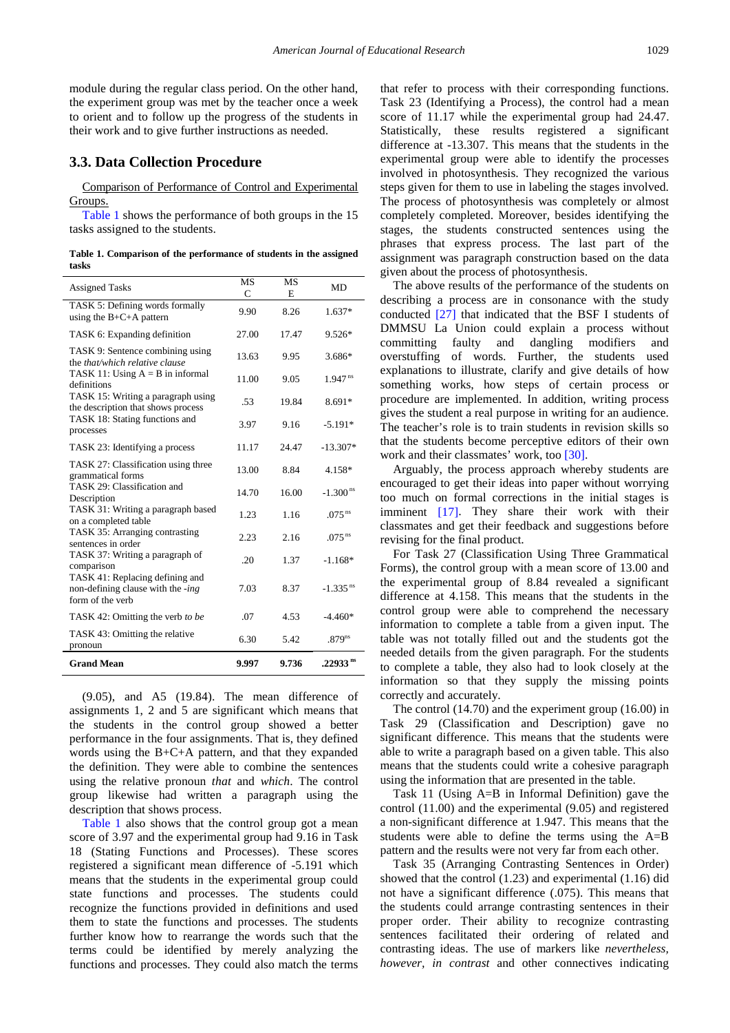module during the regular class period. On the other hand, the experiment group was met by the teacher once a week to orient and to follow up the progress of the students in their work and to give further instructions as needed.

### 3.3. Data Collection Procedure

Comparison of Performance of Control and Experimental Groups.

Table 1 shows the performance of both groups in the 15 tasks assigned to the students.

**Table 1. Comparison of the performance of students in the assigned tasks**

| Assigned Tasks | MS C | MS E | MD |
|---|---|---|---|
| TASK 5: Defining words formally using the B+C+A pattern | 9.90 | 8.26 | 1.637* |
| TASK 6: Expanding definition | 27.00 | 17.47 | 9.526* |
| TASK 9: Sentence combining using the *that/which relative clause* | 13.63 | 9.95 | 3.686* |
| TASK 11: Using A = B in informal definitions | 11.00 | 9.05 | 1.947 ns |
| TASK 15: Writing a paragraph using the description that shows process | .53 | 19.84 | 8.691* |
| TASK 18: Stating functions and processes | 3.97 | 9.16 | -5.191* |
| TASK 23: Identifying a process | 11.17 | 24.47 | -13.307* |
| TASK 27: Classification using three grammatical forms | 13.00 | 8.84 | 4.158* |
| TASK 29: Classification and Description | 14.70 | 16.00 | -1.300 ns |
| TASK 31: Writing a paragraph based on a completed table | 1.23 | 1.16 | .075 ns |
| TASK 35: Arranging contrasting sentences in order | 2.23 | 2.16 | .075 ns |
| TASK 37: Writing a paragraph of comparison | .20 | 1.37 | -1.168* |
| TASK 41: Replacing defining and non-defining clause with the *-ing* form of the verb | 7.03 | 8.37 | -1.335 ns |
| TASK 42: Omitting the verb *to be* | .07 | 4.53 | -4.460* |
| TASK 43: Omitting the relative pronoun | 6.30 | 5.42 | .879ns |
| **Grand Mean** | **9.997** | **9.736** | **.22933 ns** |

(9.05), and A5 (19.84). The mean difference of assignments 1, 2 and 5 are significant which means that the students in the control group showed a better performance in the four assignments. That is, they defined words using the B+C+A pattern, and that they expanded the definition. They were able to combine the sentences using the relative pronoun *that* and *which*. The control group likewise had written a paragraph using the description that shows process.

Table 1 also shows that the control group got a mean score of 3.97 and the experimental group had 9.16 in Task 18 (Stating Functions and Processes). These scores registered a significant mean difference of -5.191 which means that the students in the experimental group could state functions and processes. The students could recognize the functions provided in definitions and used them to state the functions and processes. The students further know how to rearrange the words such that the terms could be identified by merely analyzing the functions and processes. They could also match the terms that refer to process with their corresponding functions. Task 23 (Identifying a Process), the control had a mean score of 11.17 while the experimental group had 24.47. Statistically, these results registered a significant difference at -13.307. This means that the students in the experimental group were able to identify the processes involved in photosynthesis. They recognized the various steps given for them to use in labeling the stages involved. The process of photosynthesis was completely or almost completely completed. Moreover, besides identifying the stages, the students constructed sentences using the phrases that express process. The last part of the assignment was paragraph construction based on the data given about the process of photosynthesis.

The above results of the performance of the students on describing a process are in consonance with the study conducted [27] that indicated that the BSF I students of DMMSU La Union could explain a process without committing faulty and dangling modifiers and overstuffing of words. Further, the students used explanations to illustrate, clarify and give details of how something works, how steps of certain process or procedure are implemented. In addition, writing process gives the student a real purpose in writing for an audience. The teacher's role is to train students in revision skills so that the students become perceptive editors of their own work and their classmates' work, too [30].

Arguably, the process approach whereby students are encouraged to get their ideas into paper without worrying too much on formal corrections in the initial stages is imminent [17]. They share their work with their classmates and get their feedback and suggestions before revising for the final product.

For Task 27 (Classification Using Three Grammatical Forms), the control group with a mean score of 13.00 and the experimental group of 8.84 revealed a significant difference at 4.158. This means that the students in the control group were able to comprehend the necessary information to complete a table from a given input. The table was not totally filled out and the students got the needed details from the given paragraph. For the students to complete a table, they also had to look closely at the information so that they supply the missing points correctly and accurately.

The control (14.70) and the experiment group (16.00) in Task 29 (Classification and Description) gave no significant difference. This means that the students were able to write a paragraph based on a given table. This also means that the students could write a cohesive paragraph using the information that are presented in the table.

Task 11 (Using A=B in Informal Definition) gave the control (11.00) and the experimental (9.05) and registered a non-significant difference at 1.947. This means that the students were able to define the terms using the A=B pattern and the results were not very far from each other.

Task 35 (Arranging Contrasting Sentences in Order) showed that the control (1.23) and experimental (1.16) did not have a significant difference (.075). This means that the students could arrange contrasting sentences in their proper order. Their ability to recognize contrasting sentences facilitated their ordering of related and contrasting ideas. The use of markers like *nevertheless, however, in contrast* and other connectives indicating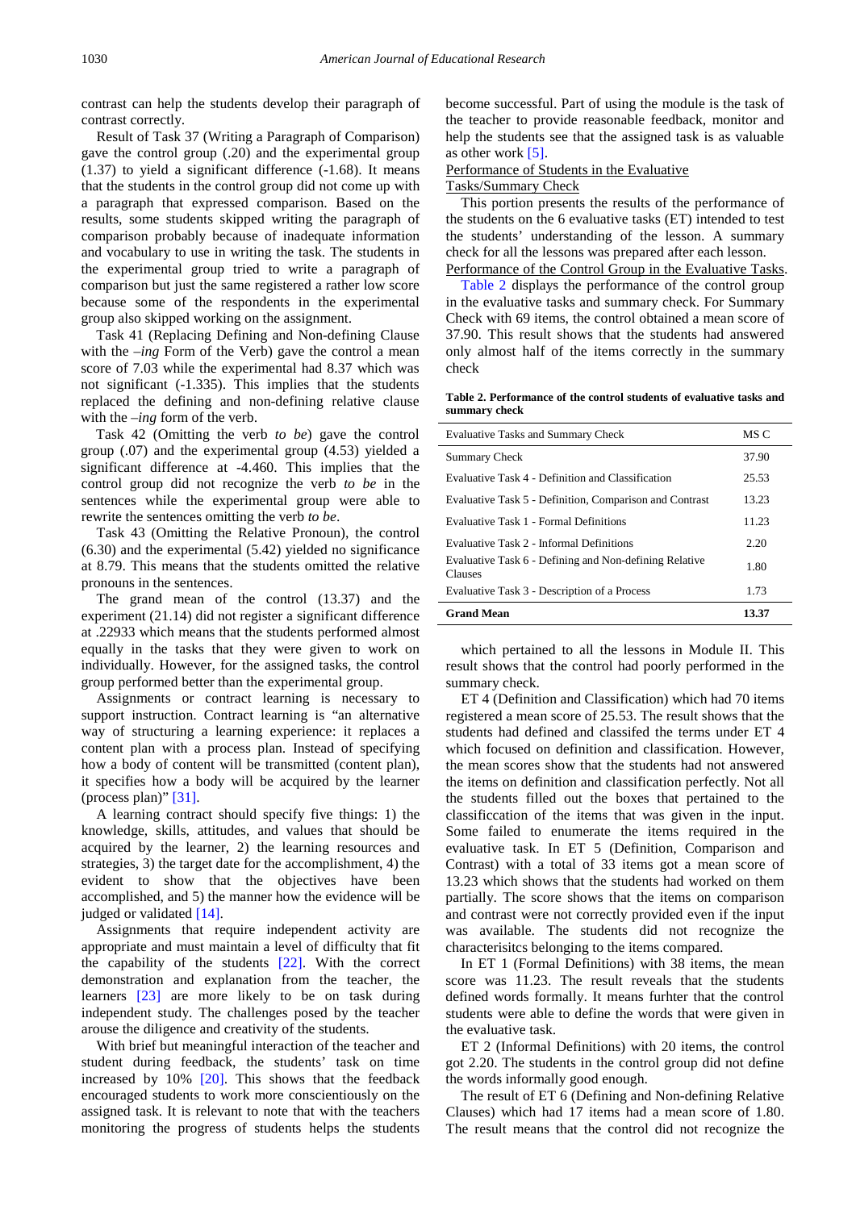contrast can help the students develop their paragraph of contrast correctly.

Result of Task 37 (Writing a Paragraph of Comparison) gave the control group (.20) and the experimental group (1.37) to yield a significant difference (-1.68). It means that the students in the control group did not come up with a paragraph that expressed comparison. Based on the results, some students skipped writing the paragraph of comparison probably because of inadequate information and vocabulary to use in writing the task. The students in the experimental group tried to write a paragraph of comparison but just the same registered a rather low score because some of the respondents in the experimental group also skipped working on the assignment.

Task 41 (Replacing Defining and Non-defining Clause with the *–ing* Form of the Verb) gave the control a mean score of 7.03 while the experimental had 8.37 which was not significant (-1.335). This implies that the students replaced the defining and non-defining relative clause with the *–ing* form of the verb.

Task 42 (Omitting the verb *to be*) gave the control group (.07) and the experimental group (4.53) yielded a significant difference at -4.460. This implies that the control group did not recognize the verb *to be* in the sentences while the experimental group were able to rewrite the sentences omitting the verb *to be*.

Task 43 (Omitting the Relative Pronoun), the control (6.30) and the experimental (5.42) yielded no significance at 8.79. This means that the students omitted the relative pronouns in the sentences.

The grand mean of the control (13.37) and the experiment (21.14) did not register a significant difference at .22933 which means that the students performed almost equally in the tasks that they were given to work on individually. However, for the assigned tasks, the control group performed better than the experimental group.

Assignments or contract learning is necessary to support instruction. Contract learning is "an alternative way of structuring a learning experience: it replaces a content plan with a process plan. Instead of specifying how a body of content will be transmitted (content plan), it specifies how a body will be acquired by the learner (process plan)" [31].

A learning contract should specify five things: 1) the knowledge, skills, attitudes, and values that should be acquired by the learner, 2) the learning resources and strategies, 3) the target date for the accomplishment, 4) the evident to show that the objectives have been accomplished, and 5) the manner how the evidence will be judged or validated [14].

Assignments that require independent activity are appropriate and must maintain a level of difficulty that fit the capability of the students [22]. With the correct demonstration and explanation from the teacher, the learners [23] are more likely to be on task during independent study. The challenges posed by the teacher arouse the diligence and creativity of the students.

With brief but meaningful interaction of the teacher and student during feedback, the students' task on time increased by 10% [20]. This shows that the feedback encouraged students to work more conscientiously on the assigned task. It is relevant to note that with the teachers monitoring the progress of students helps the students become successful. Part of using the module is the task of the teacher to provide reasonable feedback, monitor and help the students see that the assigned task is as valuable as other work [5].

## Performance of Students in the Evaluative Tasks/Summary Check

This portion presents the results of the performance of the students on the 6 evaluative tasks (ET) intended to test the students' understanding of the lesson. A summary check for all the lessons was prepared after each lesson.

### Performance of the Control Group in the Evaluative Tasks.

Table 2 displays the performance of the control group in the evaluative tasks and summary check. For Summary Check with 69 items, the control obtained a mean score of 37.90. This result shows that the students had answered only almost half of the items correctly in the summary check

**Table 2. Performance of the control students of evaluative tasks and summary check**

| Evaluative Tasks and Summary Check | MS C |
|---|---|
| Summary Check | 37.90 |
| Evaluative Task 4 - Definition and Classification | 25.53 |
| Evaluative Task 5 - Definition, Comparison and Contrast | 13.23 |
| Evaluative Task 1 - Formal Definitions | 11.23 |
| Evaluative Task 2 - Informal Definitions | 2.20 |
| Evaluative Task 6 - Defining and Non-defining Relative Clauses | 1.80 |
| Evaluative Task 3 - Description of a Process | 1.73 |
| **Grand Mean** | **13.37** |

which pertained to all the lessons in Module II. This result shows that the control had poorly performed in the summary check.

ET 4 (Definition and Classification) which had 70 items registered a mean score of 25.53. The result shows that the students had defined and classifed the terms under ET 4 which focused on definition and classification. However, the mean scores show that the students had not answered the items on definition and classification perfectly. Not all the students filled out the boxes that pertained to the classificcation of the items that was given in the input. Some failed to enumerate the items required in the evaluative task. In ET 5 (Definition, Comparison and Contrast) with a total of 33 items got a mean score of 13.23 which shows that the students had worked on them partially. The score shows that the items on comparison and contrast were not correctly provided even if the input was available. The students did not recognize the characterisitcs belonging to the items compared.

In ET 1 (Formal Definitions) with 38 items, the mean score was 11.23. The result reveals that the students defined words formally. It means furhter that the control students were able to define the words that were given in the evaluative task.

ET 2 (Informal Definitions) with 20 items, the control got 2.20. The students in the control group did not define the words informally good enough.

The result of ET 6 (Defining and Non-defining Relative Clauses) which had 17 items had a mean score of 1.80. The result means that the control did not recognize the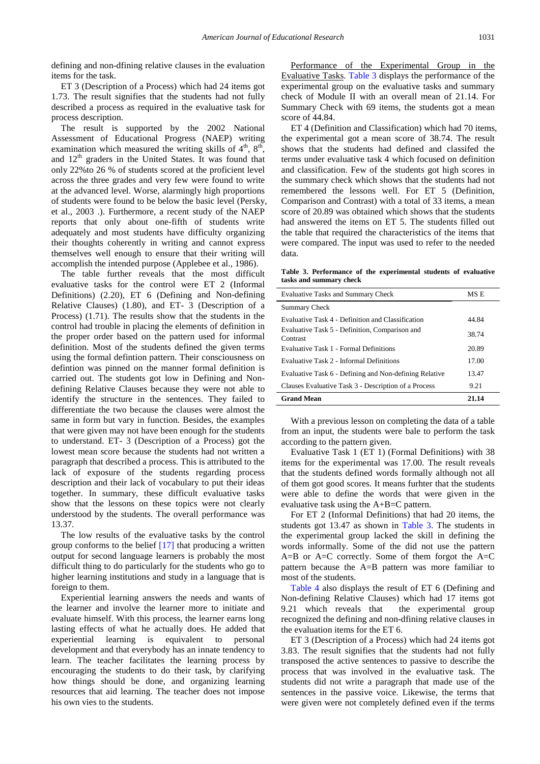defining and non-dfining relative clauses in the evaluation items for the task.

ET 3 (Description of a Process) which had 24 items got 1.73. The result signifies that the students had not fully described a process as required in the evaluative task for process description.

The result is supported by the 2002 National Assessment of Educational Progress (NAEP) writing examination which measured the writing skills of 4th, 8th, and 12th graders in the United States. It was found that only 22%to 26 % of students scored at the proficient level across the three grades and very few were found to write at the advanced level. Worse, alarmingly high proportions of students were found to be below the basic level (Persky, et al., 2003 .). Furthermore, a recent study of the NAEP reports that only about one-fifth of students write adequately and most students have difficulty organizing their thoughts coherently in writing and cannot express themselves well enough to ensure that their writing will accomplish the intended purpose (Applebee et al., 1986).

The table further reveals that the most difficult evaluative tasks for the control were ET 2 (Informal Definitions) (2.20), ET 6 (Defining and Non-defining Relative Clauses) (1.80), and ET- 3 (Description of a Process) (1.71). The results show that the students in the control had trouble in placing the elements of definition in the proper order based on the pattern used for informal definition. Most of the students defined the given terms using the formal defintion pattern. Their consciousness on defintion was pinned on the manner formal definition is carried out. The students got low in Defining and Non-defining Relative Clauses because they were not able to identify the structure in the sentences. They failed to differentiate the two because the clauses were almost the same in form but vary in function. Besides, the examples that were given may not have been enough for the students to understand. ET- 3 (Description of a Process) got the lowest mean score because the students had not written a paragraph that described a process. This is attributed to the lack of exposure of the students regarding process description and their lack of vocabulary to put their ideas together. In summary, these difficult evaluative tasks show that the lessons on these topics were not clearly understood by the students. The overall performance was 13.37.

The low results of the evaluative tasks by the control group conforms to the belief [17] that producing a written output for second language learners is probably the most difficult thing to do particularly for the students who go to higher learning institutions and study in a language that is foreign to them.

Experiential learning answers the needs and wants of the learner and involve the learner more to initiate and evaluate himself. With this process, the learner earns long lasting effects of what he actually does. He added that experiential learning is equivalent to personal development and that everybody has an innate tendency to learn. The teacher facilitates the learning process by encouraging the students to do their task, by clarifying how things should be done, and organizing learning resources that aid learning. The teacher does not impose his own vies to the students.

Performance of the Experimental Group in the Evaluative Tasks. Table 3 displays the performance of the experimental group on the evaluative tasks and summary check of Module II with an overall mean of 21.14. For Summary Check with 69 items, the students got a mean score of 44.84.

ET 4 (Definition and Classification) which had 70 items, the experimental got a mean score of 38.74. The result shows that the students had defined and classifed the terms under evaluative task 4 which focused on definition and classification. Few of the students got high scores in the summary check which shows that the students had not remembered the lessons well. For ET 5 (Definition, Comparison and Contrast) with a total of 33 items, a mean score of 20.89 was obtained which shows that the students had answered the items on ET 5. The students filled out the table that required the characteristics of the items that were compared. The input was used to refer to the needed data.

**Table 3. Performance of the experimental students of evaluative tasks and summary check**

| Evaluative Tasks and Summary Check | MS E |
|---|---|
| Summary Check | |
| Evaluative Task 4 - Definition and Classification | 44.84 |
| Evaluative Task 5 - Definition, Comparison and Contrast | 38.74 |
| Evaluative Task 1 - Formal Definitions | 20.89 |
| Evaluative Task 2 - Informal Definitions | 17.00 |
| Evaluative Task 6 - Defining and Non-defining Relative | 13.47 |
| Clauses Evaluative Task 3 - Description of a Process | 9.21 |
| **Grand Mean** | **21.14** |

With a previous lesson on completing the data of a table from an input, the students were bale to perform the task according to the pattern given.

Evaluative Task 1 (ET 1) (Formal Definitions) with 38 items for the experimental was 17.00. The result reveals that the students defined words formally although not all of them got good scores. It means furhter that the students were able to define the words that were given in the evaluative task using the A+B=C pattern.

For ET 2 (Informal Definitions) that had 20 items, the students got 13.47 as shown in Table 3. The students in the experimental group lacked the skill in defining the words informally. Some of the did not use the pattern A=B or A=C correctly. Some of them forgot the A=C pattern because the A=B pattern was more familiar to most of the students.

Table 4 also displays the result of ET 6 (Defining and Non-defining Relative Clauses) which had 17 items got 9.21 which reveals that the experimental group recognized the defining and non-dfining relative clauses in the evaluation items for the ET 6.

ET 3 (Description of a Process) which had 24 items got 3.83. The result signifies that the students had not fully transposed the active sentences to passive to describe the process that was involved in the evaluative task. The students did not write a paragraph that made use of the sentences in the passive voice. Likewise, the terms that were given were not completely defined even if the terms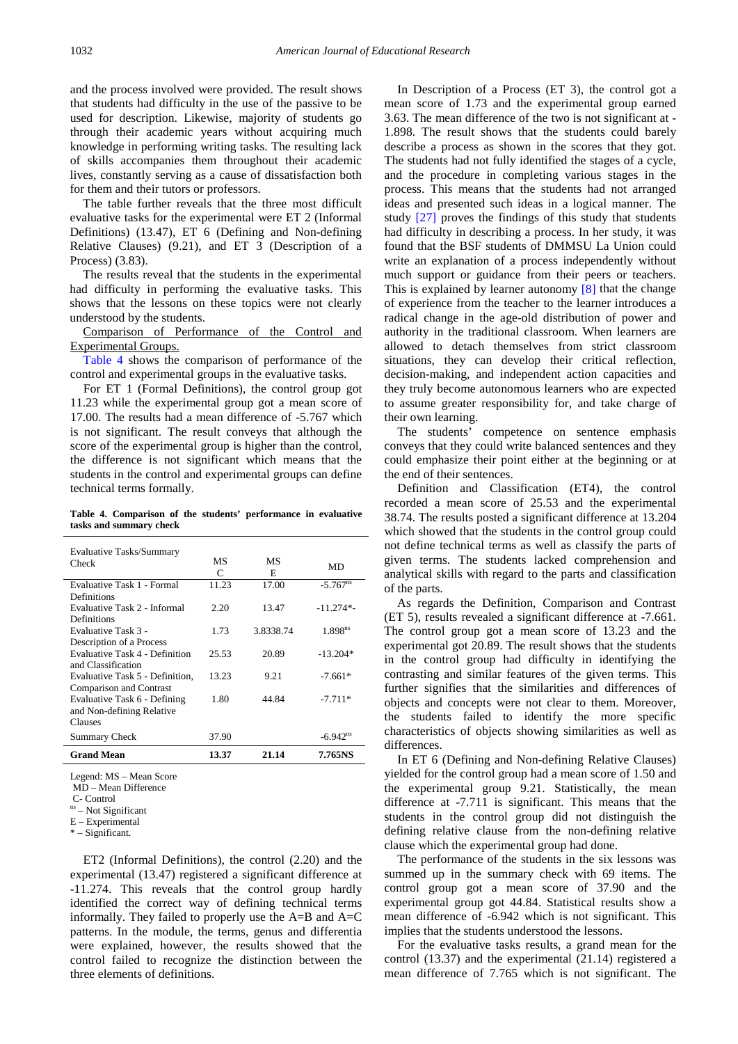and the process involved were provided. The result shows that students had difficulty in the use of the passive to be used for description. Likewise, majority of students go through their academic years without acquiring much knowledge in performing writing tasks. The resulting lack of skills accompanies them throughout their academic lives, constantly serving as a cause of dissatisfaction both for them and their tutors or professors.

The table further reveals that the three most difficult evaluative tasks for the experimental were ET 2 (Informal Definitions) (13.47), ET 6 (Defining and Non-defining Relative Clauses) (9.21), and ET 3 (Description of a Process) (3.83).

The results reveal that the students in the experimental had difficulty in performing the evaluative tasks. This shows that the lessons on these topics were not clearly understood by the students.

Comparison of Performance of the Control and Experimental Groups.

Table 4 shows the comparison of performance of the control and experimental groups in the evaluative tasks.

For ET 1 (Formal Definitions), the control group got 11.23 while the experimental group got a mean score of 17.00. The results had a mean difference of -5.767 which is not significant. The result conveys that although the score of the experimental group is higher than the control, the difference is not significant which means that the students in the control and experimental groups can define technical terms formally.

**Table 4. Comparison of the students' performance in evaluative tasks and summary check**

| Evaluative Tasks/Summary Check | MS C | MS E | MD |
|---|---|---|---|
| Evaluative Task 1 - Formal Definitions | 11.23 | 17.00 | -5.767[ns] |
| Evaluative Task 2 - Informal Definitions | 2.20 | 13.47 | -11.274*- |
| Evaluative Task 3 - Description of a Process | 1.73 | 3.8338.74 | 1.898[ns] |
| Evaluative Task 4 - Definition and Classification | 25.53 | 20.89 | -13.204* |
| Evaluative Task 5 - Definition, Comparison and Contrast | 13.23 | 9.21 | -7.661* |
| Evaluative Task 6 - Defining and Non-defining Relative Clauses | 1.80 | 44.84 | -7.711* |
| Summary Check | 37.90 | | -6.942[ns] |
| **Grand Mean** | **13.37** | **21.14** | **7.765NS** |

Legend: MS – Mean Score
MD – Mean Difference
C- Control
ns – Not Significant
E – Experimental
\* – Significant.

ET2 (Informal Definitions), the control (2.20) and the experimental (13.47) registered a significant difference at -11.274. This reveals that the control group hardly identified the correct way of defining technical terms informally. They failed to properly use the A=B and A=C patterns. In the module, the terms, genus and differentia were explained, however, the results showed that the control failed to recognize the distinction between the three elements of definitions.

In Description of a Process (ET 3), the control got a mean score of 1.73 and the experimental group earned 3.63. The mean difference of the two is not significant at -1.898. The result shows that the students could barely describe a process as shown in the scores that they got. The students had not fully identified the stages of a cycle, and the procedure in completing various stages in the process. This means that the students had not arranged ideas and presented such ideas in a logical manner. The study [27] proves the findings of this study that students had difficulty in describing a process. In her study, it was found that the BSF students of DMMSU La Union could write an explanation of a process independently without much support or guidance from their peers or teachers. This is explained by learner autonomy [8] that the change of experience from the teacher to the learner introduces a radical change in the age-old distribution of power and authority in the traditional classroom. When learners are allowed to detach themselves from strict classroom situations, they can develop their critical reflection, decision-making, and independent action capacities and they truly become autonomous learners who are expected to assume greater responsibility for, and take charge of their own learning.

The students' competence on sentence emphasis conveys that they could write balanced sentences and they could emphasize their point either at the beginning or at the end of their sentences.

Definition and Classification (ET4), the control recorded a mean score of 25.53 and the experimental 38.74. The results posted a significant difference at 13.204 which showed that the students in the control group could not define technical terms as well as classify the parts of given terms. The students lacked comprehension and analytical skills with regard to the parts and classification of the parts.

As regards the Definition, Comparison and Contrast (ET 5), results revealed a significant difference at -7.661. The control group got a mean score of 13.23 and the experimental got 20.89. The result shows that the students in the control group had difficulty in identifying the contrasting and similar features of the given terms. This further signifies that the similarities and differences of objects and concepts were not clear to them. Moreover, the students failed to identify the more specific characteristics of objects showing similarities as well as differences.

In ET 6 (Defining and Non-defining Relative Clauses) yielded for the control group had a mean score of 1.50 and the experimental group 9.21. Statistically, the mean difference at -7.711 is significant. This means that the students in the control group did not distinguish the defining relative clause from the non-defining relative clause which the experimental group had done.

The performance of the students in the six lessons was summed up in the summary check with 69 items. The control group got a mean score of 37.90 and the experimental group got 44.84. Statistical results show a mean difference of -6.942 which is not significant. This implies that the students understood the lessons.

For the evaluative tasks results, a grand mean for the control (13.37) and the experimental (21.14) registered a mean difference of 7.765 which is not significant. The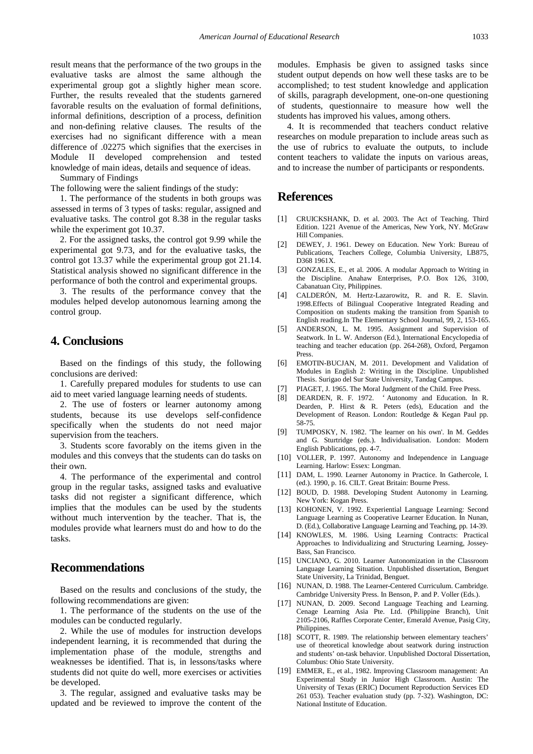result means that the performance of the two groups in the evaluative tasks are almost the same although the experimental group got a slightly higher mean score. Further, the results revealed that the students garnered favorable results on the evaluation of formal definitions, informal definitions, description of a process, definition and non-defining relative clauses. The results of the exercises had no significant difference with a mean difference of .02275 which signifies that the exercises in Module II developed comprehension and tested knowledge of main ideas, details and sequence of ideas.

Summary of Findings

The following were the salient findings of the study:

1. The performance of the students in both groups was assessed in terms of 3 types of tasks: regular, assigned and evaluative tasks. The control got 8.38 in the regular tasks while the experiment got 10.37.

2. For the assigned tasks, the control got 9.99 while the experimental got 9.73, and for the evaluative tasks, the control got 13.37 while the experimental group got 21.14. Statistical analysis showed no significant difference in the performance of both the control and experimental groups.

3. The results of the performance convey that the modules helped develop autonomous learning among the control group.

## 4. Conclusions

Based on the findings of this study, the following conclusions are derived:

1. Carefully prepared modules for students to use can aid to meet varied language learning needs of students.

2. The use of fosters or learner autonomy among students, because its use develops self-confidence specifically when the students do not need major supervision from the teachers.

3. Students score favorably on the items given in the modules and this conveys that the students can do tasks on their own.

4. The performance of the experimental and control group in the regular tasks, assigned tasks and evaluative tasks did not register a significant difference, which implies that the modules can be used by the students without much intervention by the teacher. That is, the modules provide what learners must do and how to do the tasks.

## Recommendations

Based on the results and conclusions of the study, the following recommendations are given:

1. The performance of the students on the use of the modules can be conducted regularly.

2. While the use of modules for instruction develops independent learning, it is recommended that during the implementation phase of the module, strengths and weaknesses be identified. That is, in lessons/tasks where students did not quite do well, more exercises or activities be developed.

3. The regular, assigned and evaluative tasks may be updated and be reviewed to improve the content of the modules. Emphasis be given to assigned tasks since student output depends on how well these tasks are to be accomplished; to test student knowledge and application of skills, paragraph development, one-on-one questioning of students, questionnaire to measure how well the students has improved his values, among others.

4. It is recommended that teachers conduct relative researches on module preparation to include areas such as the use of rubrics to evaluate the outputs, to include content teachers to validate the inputs on various areas, and to increase the number of participants or respondents.

## References

[1] CRUICKSHANK, D. et al. 2003. The Act of Teaching. Third Edition. 1221 Avenue of the Americas, New York, NY. McGraw Hill Companies.

[2] DEWEY, J. 1961. Dewey on Education. New York: Bureau of Publications, Teachers College, Columbia University, LB875, D368 1961X.

[3] GONZALES, E., et al. 2006. A modular Approach to Writing in the Discipline. Anahaw Enterprises, P.O. Box 126, 3100, Cabanatuan City, Philippines.

[4] CALDERÓN, M. Hertz-Lazarowitz, R. and R. E. Slavin. 1998.Effects of Bilingual Cooperative Integrated Reading and Composition on students making the transition from Spanish to English reading.In The Elementary School Journal, 99, 2, 153-165.

[5] ANDERSON, L. M. 1995. Assignment and Supervision of Seatwork. In L. W. Anderson (Ed.), International Encyclopedia of teaching and teacher education (pp. 264-268), Oxford, Pergamon Press.

[6] EMOTIN-BUCJAN, M. 2011. Development and Validation of Modules in English 2: Writing in the Discipline. Unpublished Thesis. Surigao del Sur State University, Tandag Campus.

[7] PIAGET, J. 1965. The Moral Judgment of the Child. Free Press.

[8] DEARDEN, R. F. 1972. ‘ Autonomy and Education. In R. Dearden, P. Hirst & R. Peters (eds), Education and the Development of Reason. London: Routledge & Kegan Paul pp. 58-75.

[9] TUMPOSKY, N. 1982. 'The learner on his own'. In M. Geddes and G. Sturtridge (eds.). Individualisation. London: Modern English Publications, pp. 4-7.

[10] VOLLER, P. 1997. Autonomy and Independence in Language Learning. Harlow: Essex: Longman.

[11] DAM, L. 1990. Learner Autonomy in Practice. In Gathercole, I. (ed.). 1990, p. 16. CILT. Great Britain: Bourne Press.

[12] BOUD, D. 1988. Developing Student Autonomy in Learning. New York: Kogan Press.

[13] KOHONEN, V. 1992. Experiential Language Learning: Second Language Learning as Cooperative Learner Education. In Nunan, D. (Ed.), Collaborative Language Learning and Teaching, pp. 14-39.

[14] KNOWLES, M. 1986. Using Learning Contracts: Practical Approaches to Individualizing and Structuring Learning, Jossey-Bass, San Francisco.

[15] UNCIANO, G. 2010. Learner Autonomization in the Classroom Language Learning Situation. Unpublished dissertation, Benguet State University, La Trinidad, Benguet.

[16] NUNAN, D. 1988. The Learner-Centered Curriculum. Cambridge. Cambridge University Press. In Benson, P. and P. Voller (Eds.).

[17] NUNAN, D. 2009. Second Language Teaching and Learning. Cenage Learning Asia Pte. Ltd. (Philippine Branch), Unit 2105-2106, Raffles Corporate Center, Emerald Avenue, Pasig City, Philippines.

[18] SCOTT, R. 1989. The relationship between elementary teachers' use of theoretical knowledge about seatwork during instruction and students' on-task behavior. Unpublished Doctoral Dissertation, Columbus: Ohio State University.

[19] EMMER, E., et al., 1982. Improving Classroom management: An Experimental Study in Junior High Classroom. Austin: The University of Texas (ERIC) Document Reproduction Services ED 261 053). Teacher evaluation study (pp. 7-32). Washington, DC: National Institute of Education.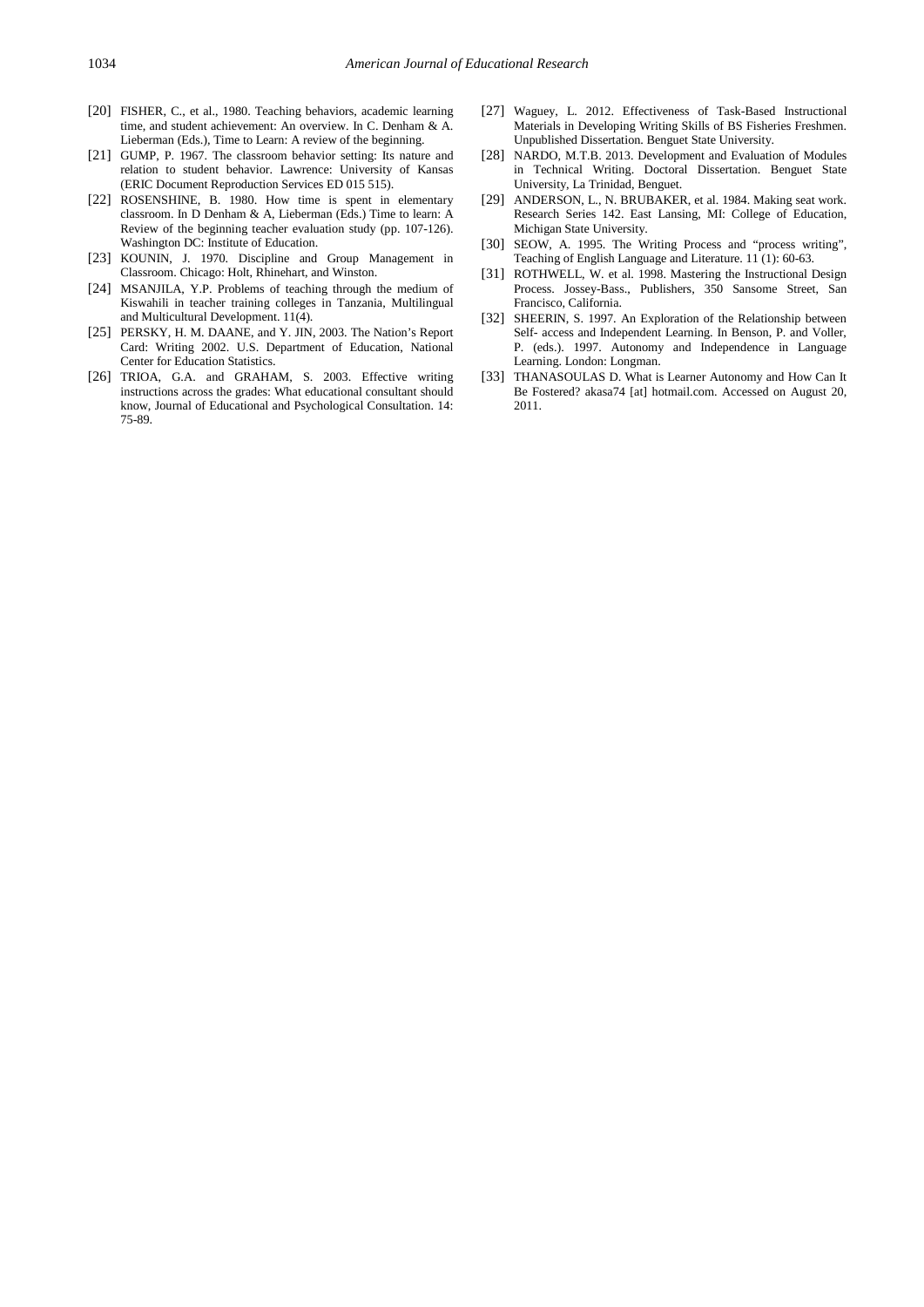[20] FISHER, C., et al., 1980. Teaching behaviors, academic learning time, and student achievement: An overview. In C. Denham & A. Lieberman (Eds.), Time to Learn: A review of the beginning.

[21] GUMP, P. 1967. The classroom behavior setting: Its nature and relation to student behavior. Lawrence: University of Kansas (ERIC Document Reproduction Services ED 015 515).

[22] ROSENSHINE, B. 1980. How time is spent in elementary classroom. In D Denham & A, Lieberman (Eds.) Time to learn: A Review of the beginning teacher evaluation study (pp. 107-126). Washington DC: Institute of Education.

[23] KOUNIN, J. 1970. Discipline and Group Management in Classroom. Chicago: Holt, Rhinehart, and Winston.

[24] MSANJILA, Y.P. Problems of teaching through the medium of Kiswahili in teacher training colleges in Tanzania, Multilingual and Multicultural Development. 11(4).

[25] PERSKY, H. M. DAANE, and Y. JIN, 2003. The Nation's Report Card: Writing 2002. U.S. Department of Education, National Center for Education Statistics.

[26] TRIOA, G.A. and GRAHAM, S. 2003. Effective writing instructions across the grades: What educational consultant should know, Journal of Educational and Psychological Consultation. 14: 75-89.

[27] Waguey, L. 2012. Effectiveness of Task-Based Instructional Materials in Developing Writing Skills of BS Fisheries Freshmen. Unpublished Dissertation. Benguet State University.

[28] NARDO, M.T.B. 2013. Development and Evaluation of Modules in Technical Writing. Doctoral Dissertation. Benguet State University, La Trinidad, Benguet.

[29] ANDERSON, L., N. BRUBAKER, et al. 1984. Making seat work. Research Series 142. East Lansing, MI: College of Education, Michigan State University.

[30] SEOW, A. 1995. The Writing Process and "process writing", Teaching of English Language and Literature. 11 (1): 60-63.

[31] ROTHWELL, W. et al. 1998. Mastering the Instructional Design Process. Jossey-Bass., Publishers, 350 Sansome Street, San Francisco, California.

[32] SHEERIN, S. 1997. An Exploration of the Relationship between Self- access and Independent Learning. In Benson, P. and Voller, P. (eds.). 1997. Autonomy and Independence in Language Learning. London: Longman.

[33] THANASOULAS D. What is Learner Autonomy and How Can It Be Fostered? akasa74 [at] hotmail.com. Accessed on August 20, 2011.